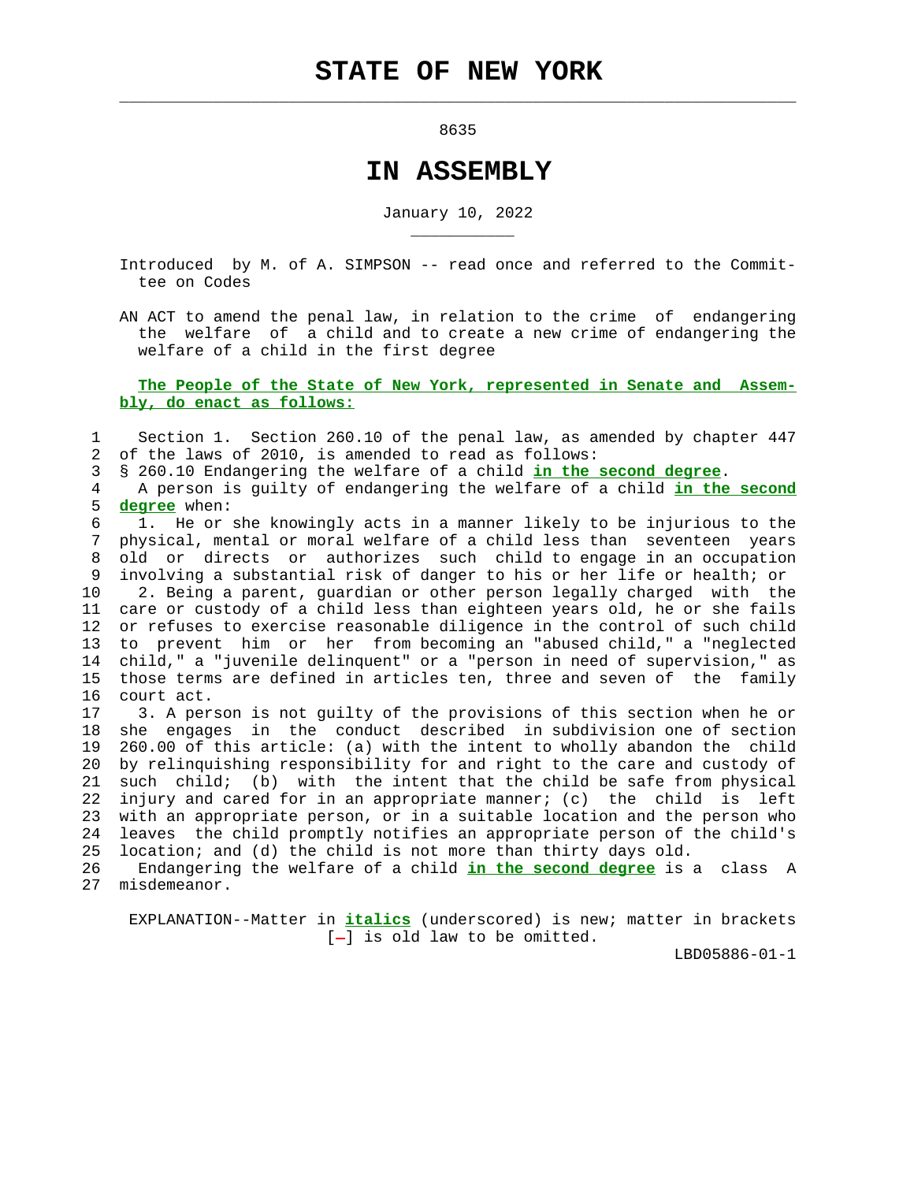# STATE OF NEW YORK

8635

# IN ASSEMBLY

January 10, 2022

Introduced by M. of A. SIMPSON -- read once and referred to the Committee on Codes

AN ACT to amend the penal law, in relation to the crime of endangering the welfare of a child and to create a new crime of endangering the welfare of a child in the first degree

**The People of the State of New York, represented in Senate and Assembly, do enact as follows:**

Section 1. Section 260.10 of the penal law, as amended by chapter 447 of the laws of 2010, is amended to read as follows:

§ 260.10 Endangering the welfare of a child ***in the second degree***.

A person is guilty of endangering the welfare of a child ***in the second degree*** when:

1. He or she knowingly acts in a manner likely to be injurious to the physical, mental or moral welfare of a child less than seventeen years old or directs or authorizes such child to engage in an occupation involving a substantial risk of danger to his or her life or health; or

2. Being a parent, guardian or other person legally charged with the care or custody of a child less than eighteen years old, he or she fails or refuses to exercise reasonable diligence in the control of such child to prevent him or her from becoming an "abused child," a "neglected child," a "juvenile delinquent" or a "person in need of supervision," as those terms are defined in articles ten, three and seven of the family court act.

3. A person is not guilty of the provisions of this section when he or she engages in the conduct described in subdivision one of section 260.00 of this article: (a) with the intent to wholly abandon the child by relinquishing responsibility for and right to the care and custody of such child; (b) with the intent that the child be safe from physical injury and cared for in an appropriate manner; (c) the child is left with an appropriate person, or in a suitable location and the person who leaves the child promptly notifies an appropriate person of the child's location; and (d) the child is not more than thirty days old.

Endangering the welfare of a child ***in the second degree*** is a class A misdemeanor.

EXPLANATION--Matter in ***italics*** (underscored) is new; matter in brackets [-] is old law to be omitted.

LBD05886-01-1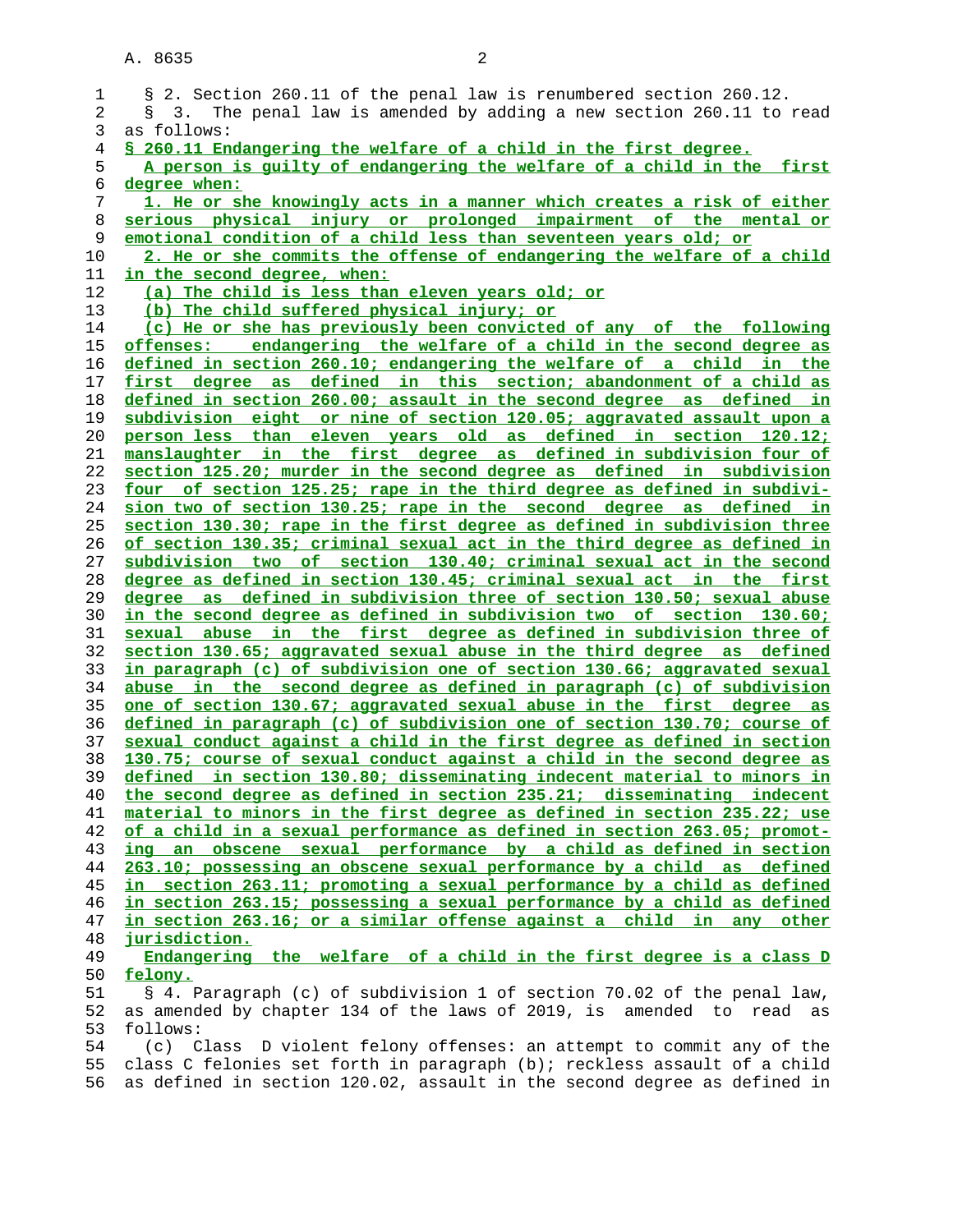§ 2. Section 260.11 of the penal law is renumbered section 260.12.

§ 3. The penal law is amended by adding a new section 260.11 to read as follows:

**§ 260.11 Endangering the welfare of a child in the first degree.**

A person is guilty of endangering the welfare of a child in the first degree when:

1. He or she knowingly acts in a manner which creates a risk of either serious physical injury or prolonged impairment of the mental or emotional condition of a child less than seventeen years old; or

2. He or she commits the offense of endangering the welfare of a child in the second degree, when:

(a) The child is less than eleven years old; or

(b) The child suffered physical injury; or

(c) He or she has previously been convicted of any of the following offenses: endangering the welfare of a child in the second degree as defined in section 260.10; endangering the welfare of a child in the first degree as defined in this section; abandonment of a child as defined in section 260.00; assault in the second degree as defined in subdivision eight or nine of section 120.05; aggravated assault upon a person less than eleven years old as defined in section 120.12; manslaughter in the first degree as defined in subdivision four of section 125.20; murder in the second degree as defined in subdivision four of section 125.25; rape in the third degree as defined in subdivision two of section 130.25; rape in the second degree as defined in section 130.30; rape in the first degree as defined in subdivision three of section 130.35; criminal sexual act in the third degree as defined in subdivision two of section 130.40; criminal sexual act in the second degree as defined in section 130.45; criminal sexual act in the first degree as defined in subdivision three of section 130.50; sexual abuse in the second degree as defined in subdivision two of section 130.60; sexual abuse in the first degree as defined in subdivision three of section 130.65; aggravated sexual abuse in the third degree as defined in paragraph (c) of subdivision one of section 130.66; aggravated sexual abuse in the second degree as defined in paragraph (c) of subdivision one of section 130.67; aggravated sexual abuse in the first degree as defined in paragraph (c) of subdivision one of section 130.70; course of sexual conduct against a child in the first degree as defined in section 130.75; course of sexual conduct against a child in the second degree as defined in section 130.80; disseminating indecent material to minors in the second degree as defined in section 235.21; disseminating indecent material to minors in the first degree as defined in section 235.22; use of a child in a sexual performance as defined in section 263.05; promoting an obscene sexual performance by a child as defined in section 263.10; possessing an obscene sexual performance by a child as defined in section 263.11; promoting a sexual performance by a child as defined in section 263.15; possessing a sexual performance by a child as defined in section 263.16; or a similar offense against a child in any other jurisdiction.

Endangering the welfare of a child in the first degree is a class D felony.

§ 4. Paragraph (c) of subdivision 1 of section 70.02 of the penal law, as amended by chapter 134 of the laws of 2019, is amended to read as follows:

(c) Class D violent felony offenses: an attempt to commit any of the class C felonies set forth in paragraph (b); reckless assault of a child as defined in section 120.02, assault in the second degree as defined in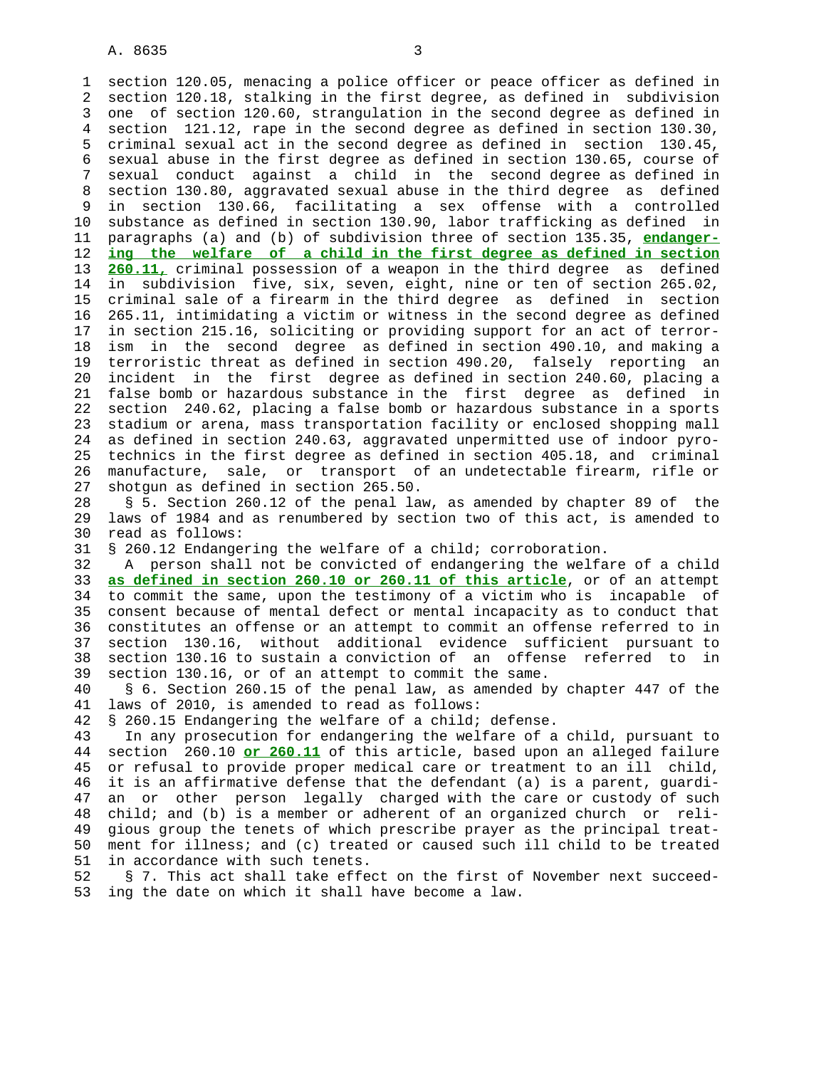section 120.05, menacing a police officer or peace officer as defined in section 120.18, stalking in the first degree, as defined in subdivision one of section 120.60, strangulation in the second degree as defined in section 121.12, rape in the second degree as defined in section 130.30, criminal sexual act in the second degree as defined in section 130.45, sexual abuse in the first degree as defined in section 130.65, course of sexual conduct against a child in the second degree as defined in section 130.80, aggravated sexual abuse in the third degree as defined in section 130.66, facilitating a sex offense with a controlled substance as defined in section 130.90, labor trafficking as defined in paragraphs (a) and (b) of subdivision three of section 135.35, **endangering the welfare of a child in the first degree as defined in section 260.11,** criminal possession of a weapon in the third degree as defined in subdivision five, six, seven, eight, nine or ten of section 265.02, criminal sale of a firearm in the third degree as defined in section 265.11, intimidating a victim or witness in the second degree as defined in section 215.16, soliciting or providing support for an act of terrorism in the second degree as defined in section 490.10, and making a terroristic threat as defined in section 490.20, falsely reporting an incident in the first degree as defined in section 240.60, placing a false bomb or hazardous substance in the first degree as defined in section 240.62, placing a false bomb or hazardous substance in a sports stadium or arena, mass transportation facility or enclosed shopping mall as defined in section 240.63, aggravated unpermitted use of indoor pyrotechnics in the first degree as defined in section 405.18, and criminal manufacture, sale, or transport of an undetectable firearm, rifle or shotgun as defined in section 265.50.

§ 5. Section 260.12 of the penal law, as amended by chapter 89 of the laws of 1984 and as renumbered by section two of this act, is amended to read as follows:

§ 260.12 Endangering the welfare of a child; corroboration.

A person shall not be convicted of endangering the welfare of a child **as defined in section 260.10 or 260.11 of this article**, or of an attempt to commit the same, upon the testimony of a victim who is incapable of consent because of mental defect or mental incapacity as to conduct that constitutes an offense or an attempt to commit an offense referred to in section 130.16, without additional evidence sufficient pursuant to section 130.16 to sustain a conviction of an offense referred to in section 130.16, or of an attempt to commit the same.

§ 6. Section 260.15 of the penal law, as amended by chapter 447 of the laws of 2010, is amended to read as follows:

§ 260.15 Endangering the welfare of a child; defense.

In any prosecution for endangering the welfare of a child, pursuant to section 260.10 **or 260.11** of this article, based upon an alleged failure or refusal to provide proper medical care or treatment to an ill child, it is an affirmative defense that the defendant (a) is a parent, guardian or other person legally charged with the care or custody of such child; and (b) is a member or adherent of an organized church or religious group the tenets of which prescribe prayer as the principal treatment for illness; and (c) treated or caused such ill child to be treated in accordance with such tenets.

§ 7. This act shall take effect on the first of November next succeeding the date on which it shall have become a law.